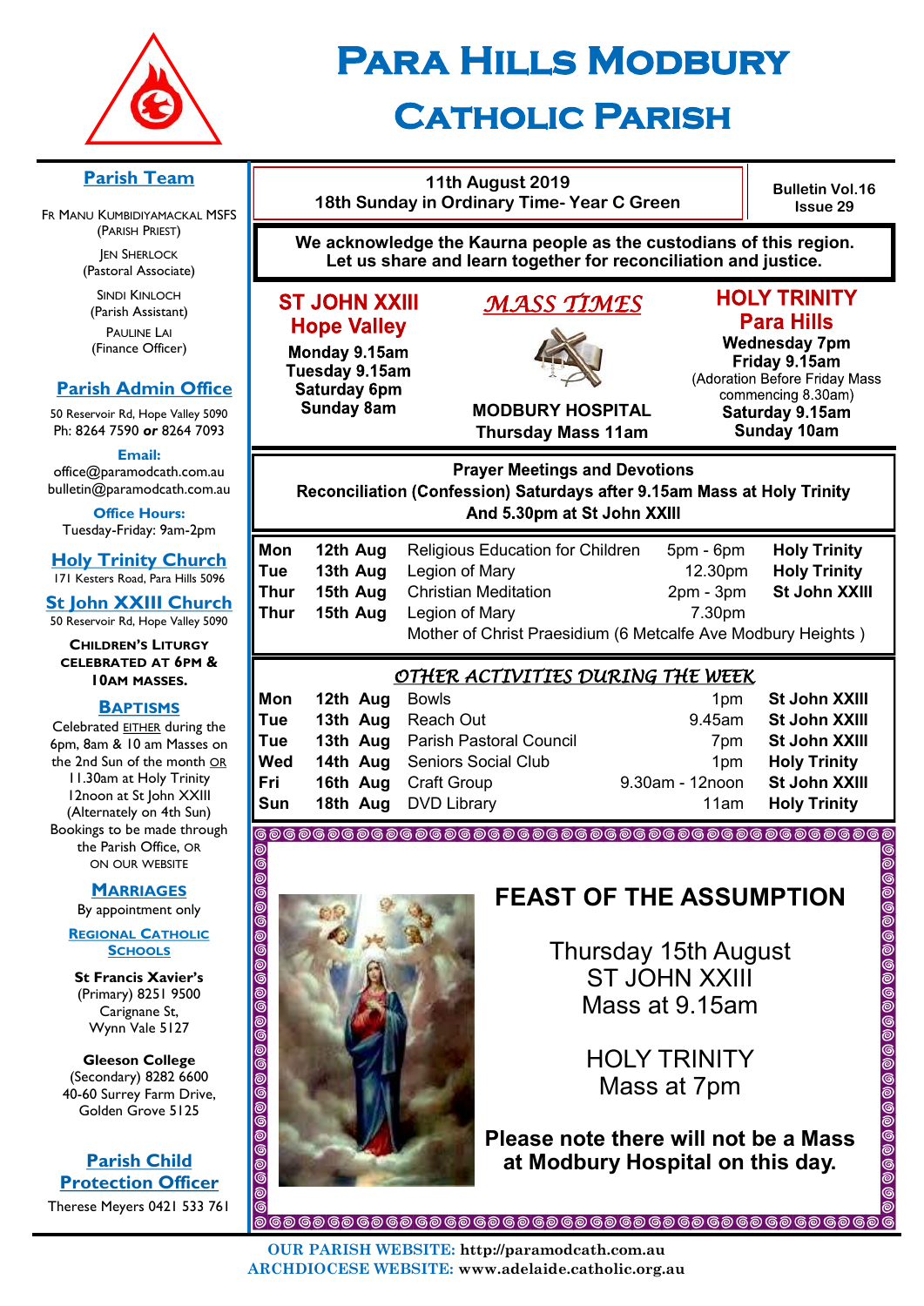# Para Hills Modbury Catholic Parish

**11th August 2019**
**18th Sunday in Ordinary Time- Year C Green**

**Bulletin Vol.16 Issue 29**

**We acknowledge the Kaurna people as the custodians of this region. Let us share and learn together for reconciliation and justice.**

## *MASS TIMES*

### ST JOHN XXIII Hope Valley

**Monday 9.15am**
**Tuesday 9.15am**
**Saturday 6pm**
**Sunday 8am**

### MODBURY HOSPITAL

**Thursday Mass 11am**

### HOLY TRINITY Para Hills

**Wednesday 7pm**
**Friday 9.15am**
(Adoration Before Friday Mass commencing 8.30am)
**Saturday 9.15am**
**Sunday 10am**

## Prayer Meetings and Devotions

**Reconciliation (Confession) Saturdays after 9.15am Mass at Holy Trinity And 5.30pm at St John XXIII**

| | | | | |
|---|---|---|---|---|
| **Mon** | **12th Aug** | Religious Education for Children | 5pm - 6pm | **Holy Trinity** |
| **Tue** | **13th Aug** | Legion of Mary | 12.30pm | **Holy Trinity** |
| **Thur** | **15th Aug** | Christian Meditation | 2pm - 3pm | **St John XXIII** |
| **Thur** | **15th Aug** | Legion of Mary | 7.30pm | |
| | | Mother of Christ Praesidium (6 Metcalfe Ave Modbury Heights ) | | |

## *OTHER ACTIVITIES DURING THE WEEK*

| | | | | |
|---|---|---|---|---|
| **Mon** | **12th Aug** | Bowls | 1pm | **St John XXIII** |
| **Tue** | **13th Aug** | Reach Out | 9.45am | **St John XXIII** |
| **Tue** | **13th Aug** | Parish Pastoral Council | 7pm | **St John XXIII** |
| **Wed** | **14th Aug** | Seniors Social Club | 1pm | **Holy Trinity** |
| **Fri** | **16th Aug** | Craft Group | 9.30am - 12noon | **St John XXIII** |
| **Sun** | **18th Aug** | DVD Library | 11am | **Holy Trinity** |

## FEAST OF THE ASSUMPTION

Thursday 15th August
ST JOHN XXIII
Mass at 9.15am

HOLY TRINITY
Mass at 7pm

**Please note there will not be a Mass at Modbury Hospital on this day.**

## Parish Team

Fr Manu Kumbidiyamackal MSFS (Parish Priest)

Jen Sherlock (Pastoral Associate)

Sindi Kinloch (Parish Assistant)

Pauline Lai (Finance Officer)

## Parish Admin Office

50 Reservoir Rd, Hope Valley 5090
Ph: 8264 7590 **or** 8264 7093

**Email:**
office@paramodcath.com.au
bulletin@paramodcath.com.au

**Office Hours:**
Tuesday-Friday: 9am-2pm

## Holy Trinity Church

171 Kesters Road, Para Hills 5096

## St John XXIII Church

50 Reservoir Rd, Hope Valley 5090

**Children's Liturgy celebrated at 6pm & 10am Masses.**

## Baptisms

Celebrated EITHER during the 6pm, 8am & 10 am Masses on the 2nd Sun of the month OR 11.30am at Holy Trinity 12noon at St John XXIII (Alternately on 4th Sun) Bookings to be made through the Parish Office, or on our website

## Marriages

By appointment only

## Regional Catholic Schools

**St Francis Xavier's** (Primary) 8251 9500
Carignane St, Wynn Vale 5127

**Gleeson College** (Secondary) 8282 6600
40-60 Surrey Farm Drive, Golden Grove 5125

## Parish Child Protection Officer

Therese Meyers 0421 533 761

**OUR PARISH WEBSITE:** http://paramodcath.com.au
**ARCHDIOCESE WEBSITE:** www.adelaide.catholic.org.au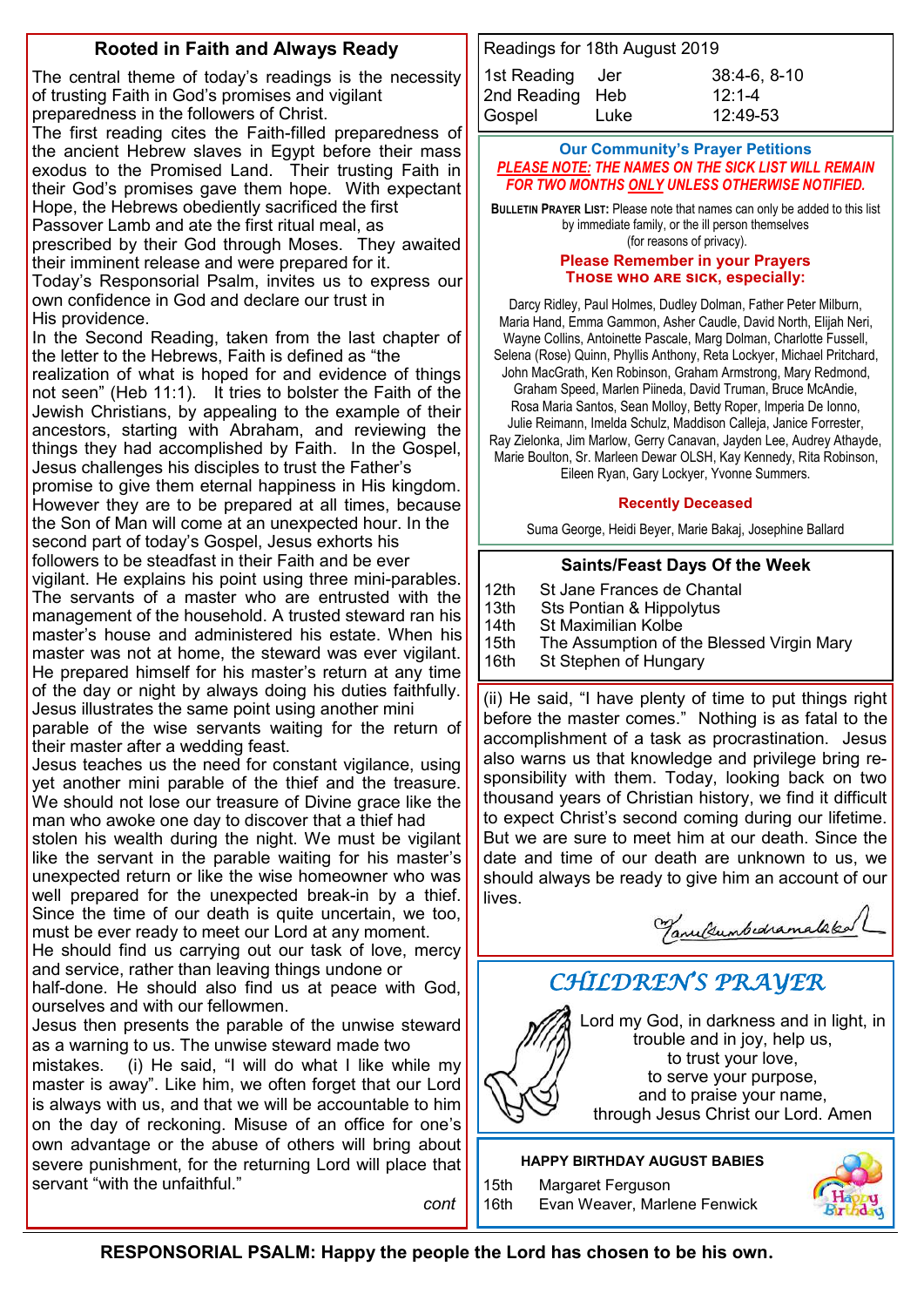## Rooted in Faith and Always Ready

The central theme of today's readings is the necessity of trusting Faith in God's promises and vigilant preparedness in the followers of Christ.

The first reading cites the Faith-filled preparedness of the ancient Hebrew slaves in Egypt before their mass exodus to the Promised Land. Their trusting Faith in their God's promises gave them hope. With expectant Hope, the Hebrews obediently sacrificed the first Passover Lamb and ate the first ritual meal, as prescribed by their God through Moses. They awaited their imminent release and were prepared for it.

Today's Responsorial Psalm, invites us to express our own confidence in God and declare our trust in His providence.

In the Second Reading, taken from the last chapter of the letter to the Hebrews, Faith is defined as "the realization of what is hoped for and evidence of things not seen" (Heb 11:1). It tries to bolster the Faith of the Jewish Christians, by appealing to the example of their ancestors, starting with Abraham, and reviewing the things they had accomplished by Faith. In the Gospel, Jesus challenges his disciples to trust the Father's promise to give them eternal happiness in His kingdom. However they are to be prepared at all times, because the Son of Man will come at an unexpected hour. In the second part of today's Gospel, Jesus exhorts his followers to be steadfast in their Faith and be ever vigilant. He explains his point using three mini-parables. The servants of a master who are entrusted with the management of the household. A trusted steward ran his master's house and administered his estate. When his master was not at home, the steward was ever vigilant. He prepared himself for his master's return at any time of the day or night by always doing his duties faithfully. Jesus illustrates the same point using another mini parable of the wise servants waiting for the return of their master after a wedding feast.

Jesus teaches us the need for constant vigilance, using yet another mini parable of the thief and the treasure. We should not lose our treasure of Divine grace like the man who awoke one day to discover that a thief had stolen his wealth during the night. We must be vigilant like the servant in the parable waiting for his master's unexpected return or like the wise homeowner who was well prepared for the unexpected break-in by a thief. Since the time of our death is quite uncertain, we too, must be ever ready to meet our Lord at any moment.

He should find us carrying out our task of love, mercy and service, rather than leaving things undone or half-done. He should also find us at peace with God, ourselves and with our fellowmen.

Jesus then presents the parable of the unwise steward as a warning to us. The unwise steward made two mistakes. (i) He said, "I will do what I like while my master is away". Like him, we often forget that our Lord is always with us, and that we will be accountable to him on the day of reckoning. Misuse of an office for one's own advantage or the abuse of others will bring about severe punishment, for the returning Lord will place that servant "with the unfaithful."

*cont*

(ii) He said, "I have plenty of time to put things right before the master comes." Nothing is as fatal to the accomplishment of a task as procrastination. Jesus also warns us that knowledge and privilege bring responsibility with them. Today, looking back on two thousand years of Christian history, we find it difficult to expect Christ's second coming during our lifetime. But we are sure to meet him at our death. Since the date and time of our death are unknown to us, we should always be ready to give him an account of our lives.

*Manu Sumbadamalathan*

**Readings for 18th August 2019**

| | | |
|---|---|---|
| 1st Reading | Jer | 38:4-6, 8-10 |
| 2nd Reading | Heb | 12:1-4 |
| Gospel | Luke | 12:49-53 |

### Our Community's Prayer Petitions

***PLEASE NOTE: THE NAMES ON THE SICK LIST WILL REMAIN FOR TWO MONTHS ONLY UNLESS OTHERWISE NOTIFIED.***

**BULLETIN PRAYER LIST:** Please note that names can only be added to this list by immediate family, or the ill person themselves (for reasons of privacy).

**Please Remember in your Prayers THOSE WHO ARE SICK, especially:**

Darcy Ridley, Paul Holmes, Dudley Dolman, Father Peter Milburn, Maria Hand, Emma Gammon, Asher Caudle, David North, Elijah Neri, Wayne Collins, Antoinette Pascale, Marg Dolman, Charlotte Fussell, Selena (Rose) Quinn, Phyllis Anthony, Reta Lockyer, Michael Pritchard, John MacGrath, Ken Robinson, Graham Armstrong, Mary Redmond, Graham Speed, Marlen Piineda, David Truman, Bruce McAndie, Rosa Maria Santos, Sean Molloy, Betty Roper, Imperia De Ionno, Julie Reimann, Imelda Schulz, Maddison Calleja, Janice Forrester, Ray Zielonka, Jim Marlow, Gerry Canavan, Jayden Lee, Audrey Athayde, Marie Boulton, Sr. Marleen Dewar OLSH, Kay Kennedy, Rita Robinson, Eileen Ryan, Gary Lockyer, Yvonne Summers.

**Recently Deceased**

Suma George, Heidi Beyer, Marie Bakaj, Josephine Ballard

### Saints/Feast Days Of the Week

| | |
|---|---|
| 12th | St Jane Frances de Chantal |
| 13th | Sts Pontian & Hippolytus |
| 14th | St Maximilian Kolbe |
| 15th | The Assumption of the Blessed Virgin Mary |
| 16th | St Stephen of Hungary |

## CHILDREN'S PRAYER

Lord my God, in darkness and in light, in trouble and in joy, help us,
to trust your love,
to serve your purpose,
and to praise your name,
through Jesus Christ our Lord. Amen

**HAPPY BIRTHDAY AUGUST BABIES**

| | |
|---|---|
| 15th | Margaret Ferguson |
| 16th | Evan Weaver, Marlene Fenwick |

**RESPONSORIAL PSALM: Happy the people the Lord has chosen to be his own.**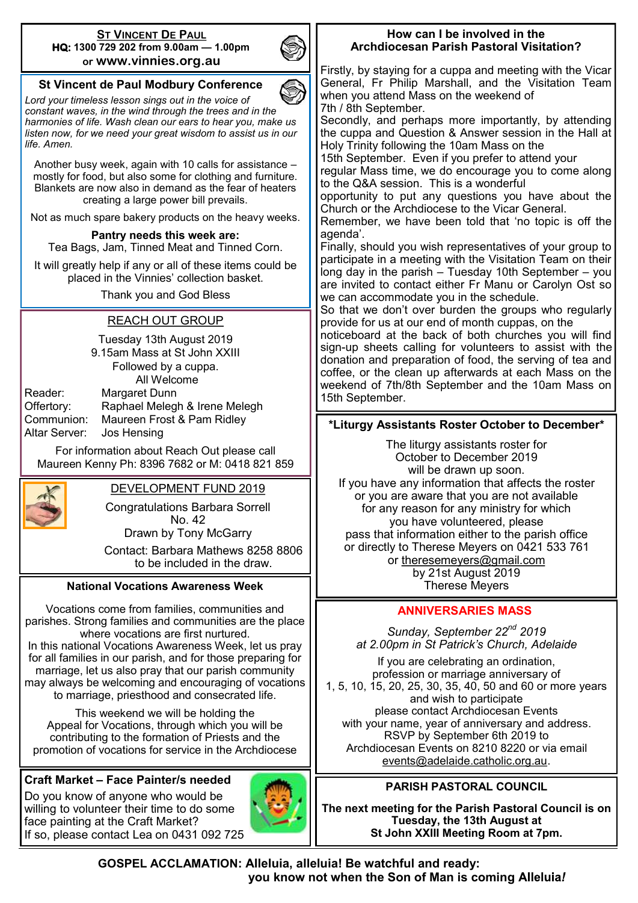## St Vincent De Paul

**HQ: 1300 729 202 from 9.00am — 1.00pm**
or **www.vinnies.org.au**

### St Vincent de Paul Modbury Conference

*Lord your timeless lesson sings out in the voice of constant waves, in the wind through the trees and in the harmonies of life. Wash clean our ears to hear you, make us listen now, for we need your great wisdom to assist us in our life. Amen.*

Another busy week, again with 10 calls for assistance – mostly for food, but also some for clothing and furniture. Blankets are now also in demand as the fear of heaters creating a large power bill prevails.

Not as much spare bakery products on the heavy weeks.

**Pantry needs this week are:**
Tea Bags, Jam, Tinned Meat and Tinned Corn.

It will greatly help if any or all of these items could be placed in the Vinnies' collection basket.

Thank you and God Bless

## REACH OUT GROUP

Tuesday 13th August 2019
9.15am Mass at St John XXIII
Followed by a cuppa.
All Welcome

| | |
|---|---|
| Reader: | Margaret Dunn |
| Offertory: | Raphael Melegh & Irene Melegh |
| Communion: | Maureen Frost & Pam Ridley |
| Altar Server: | Jos Hensing |

For information about Reach Out please call Maureen Kenny Ph: 8396 7682 or M: 0418 821 859

## DEVELOPMENT FUND 2019

Congratulations Barbara Sorrell
No. 42
Drawn by Tony McGarry

Contact: Barbara Mathews 8258 8806 to be included in the draw.

### National Vocations Awareness Week

Vocations come from families, communities and parishes. Strong families and communities are the place where vocations are first nurtured.
In this national Vocations Awareness Week, let us pray for all families in our parish, and for those preparing for marriage, let us also pray that our parish community may always be welcoming and encouraging of vocations to marriage, priesthood and consecrated life.

This weekend we will be holding the Appeal for Vocations, through which you will be contributing to the formation of Priests and the promotion of vocations for service in the Archdiocese

### Craft Market – Face Painter/s needed

Do you know of anyone who would be willing to volunteer their time to do some face painting at the Craft Market?
If so, please contact Lea on 0431 092 725

### How can I be involved in the Archdiocesan Parish Pastoral Visitation?

Firstly, by staying for a cuppa and meeting with the Vicar General, Fr Philip Marshall, and the Visitation Team when you attend Mass on the weekend of 7th / 8th September.
Secondly, and perhaps more importantly, by attending the cuppa and Question & Answer session in the Hall at Holy Trinity following the 10am Mass on the 15th September. Even if you prefer to attend your regular Mass time, we do encourage you to come along to the Q&A session. This is a wonderful opportunity to put any questions you have about the Church or the Archdiocese to the Vicar General. Remember, we have been told that 'no topic is off the agenda'.
Finally, should you wish representatives of your group to participate in a meeting with the Visitation Team on their long day in the parish – Tuesday 10th September – you are invited to contact either Fr Manu or Carolyn Ost so we can accommodate you in the schedule.
So that we don't over burden the groups who regularly provide for us at our end of month cuppas, on the noticeboard at the back of both churches you will find sign-up sheets calling for volunteers to assist with the donation and preparation of food, the serving of tea and coffee, or the clean up afterwards at each Mass on the weekend of 7th/8th September and the 10am Mass on 15th September.

### *Liturgy Assistants Roster October to December*

The liturgy assistants roster for October to December 2019 will be drawn up soon.
If you have any information that affects the roster or you are aware that you are not available for any reason for any ministry for which you have volunteered, please pass that information either to the parish office or directly to Therese Meyers on 0421 533 761 or theresemeyers@gmail.com by 21st August 2019
Therese Meyers

### ANNIVERSARIES MASS

*Sunday, September 22nd 2019*
*at 2.00pm in St Patrick's Church, Adelaide*

If you are celebrating an ordination, profession or marriage anniversary of 1, 5, 10, 15, 20, 25, 30, 35, 40, 50 and 60 or more years and wish to participate please contact Archdiocesan Events with your name, year of anniversary and address.
RSVP by September 6th 2019 to Archdiocesan Events on 8210 8220 or via email events@adelaide.catholic.org.au.

### PARISH PASTORAL COUNCIL

**The next meeting for the Parish Pastoral Council is on Tuesday, the 13th August at St John XXIII Meeting Room at 7pm.**

**GOSPEL ACCLAMATION: Alleluia, alleluia! Be watchful and ready: you know not when the Son of Man is coming Alleluia!**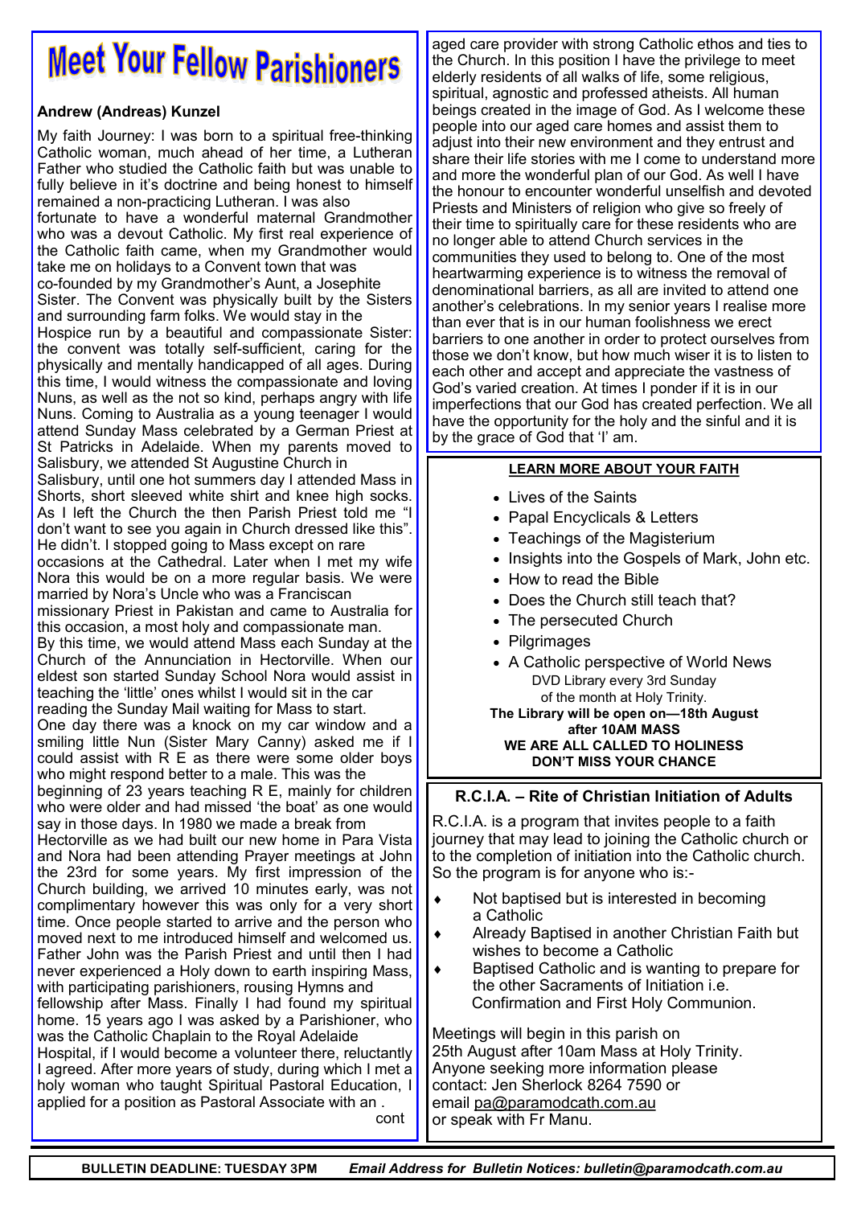# Meet Your Fellow Parishioners

**Andrew (Andreas) Kunzel**

My faith Journey: I was born to a spiritual free-thinking Catholic woman, much ahead of her time, a Lutheran Father who studied the Catholic faith but was unable to fully believe in it's doctrine and being honest to himself remained a non-practicing Lutheran. I was also fortunate to have a wonderful maternal Grandmother who was a devout Catholic. My first real experience of the Catholic faith came, when my Grandmother would take me on holidays to a Convent town that was co-founded by my Grandmother's Aunt, a Josephite Sister. The Convent was physically built by the Sisters and surrounding farm folks. We would stay in the Hospice run by a beautiful and compassionate Sister: the convent was totally self-sufficient, caring for the physically and mentally handicapped of all ages. During this time, I would witness the compassionate and loving Nuns, as well as the not so kind, perhaps angry with life Nuns. Coming to Australia as a young teenager I would attend Sunday Mass celebrated by a German Priest at St Patricks in Adelaide. When my parents moved to Salisbury, we attended St Augustine Church in Salisbury, until one hot summers day I attended Mass in Shorts, short sleeved white shirt and knee high socks. As I left the Church the then Parish Priest told me "I don't want to see you again in Church dressed like this". He didn't. I stopped going to Mass except on rare occasions at the Cathedral. Later when I met my wife Nora this would be on a more regular basis. We were married by Nora's Uncle who was a Franciscan missionary Priest in Pakistan and came to Australia for this occasion, a most holy and compassionate man. By this time, we would attend Mass each Sunday at the Church of the Annunciation in Hectorville. When our eldest son started Sunday School Nora would assist in teaching the 'little' ones whilst I would sit in the car reading the Sunday Mail waiting for Mass to start. One day there was a knock on my car window and a smiling little Nun (Sister Mary Canny) asked me if I could assist with R E as there were some older boys who might respond better to a male. This was the beginning of 23 years teaching R E, mainly for children who were older and had missed 'the boat' as one would say in those days. In 1980 we made a break from Hectorville as we had built our new home in Para Vista and Nora had been attending Prayer meetings at John the 23rd for some years. My first impression of the Church building, we arrived 10 minutes early, was not complimentary however this was only for a very short time. Once people started to arrive and the person who moved next to me introduced himself and welcomed us. Father John was the Parish Priest and until then I had never experienced a Holy down to earth inspiring Mass, with participating parishioners, rousing Hymns and fellowship after Mass. Finally I had found my spiritual home. 15 years ago I was asked by a Parishioner, who was the Catholic Chaplain to the Royal Adelaide Hospital, if I would become a volunteer there, reluctantly I agreed. After more years of study, during which I met a holy woman who taught Spiritual Pastoral Education, I applied for a position as Pastoral Associate with an . cont

aged care provider with strong Catholic ethos and ties to the Church. In this position I have the privilege to meet elderly residents of all walks of life, some religious, spiritual, agnostic and professed atheists. All human beings created in the image of God. As I welcome these people into our aged care homes and assist them to adjust into their new environment and they entrust and share their life stories with me I come to understand more and more the wonderful plan of our God. As well I have the honour to encounter wonderful unselfish and devoted Priests and Ministers of religion who give so freely of their time to spiritually care for these residents who are no longer able to attend Church services in the communities they used to belong to. One of the most heartwarming experience is to witness the removal of denominational barriers, as all are invited to attend one another's celebrations. In my senior years I realise more than ever that is in our human foolishness we erect barriers to one another in order to protect ourselves from those we don't know, but how much wiser it is to listen to each other and accept and appreciate the vastness of God's varied creation. At times I ponder if it is in our imperfections that our God has created perfection. We all have the opportunity for the holy and the sinful and it is by the grace of God that 'I' am.

**LEARN MORE ABOUT YOUR FAITH**

- Lives of the Saints
- Papal Encyclicals & Letters
- Teachings of the Magisterium
- Insights into the Gospels of Mark, John etc.
- How to read the Bible
- Does the Church still teach that?
- The persecuted Church
- Pilgrimages
- A Catholic perspective of World News

DVD Library every 3rd Sunday of the month at Holy Trinity.

**The Library will be open on—18th August after 10AM MASS**

**WE ARE ALL CALLED TO HOLINESS DON'T MISS YOUR CHANCE**

## R.C.I.A. – Rite of Christian Initiation of Adults

R.C.I.A. is a program that invites people to a faith journey that may lead to joining the Catholic church or to the completion of initiation into the Catholic church. So the program is for anyone who is:-

- Not baptised but is interested in becoming a Catholic
- Already Baptised in another Christian Faith but wishes to become a Catholic
- Baptised Catholic and is wanting to prepare for the other Sacraments of Initiation i.e. Confirmation and First Holy Communion.

Meetings will begin in this parish on 25th August after 10am Mass at Holy Trinity. Anyone seeking more information please contact: Jen Sherlock 8264 7590 or email pa@paramodcath.com.au or speak with Fr Manu.

**BULLETIN DEADLINE: TUESDAY 3PM** *Email Address for Bulletin Notices: bulletin@paramodcath.com.au*